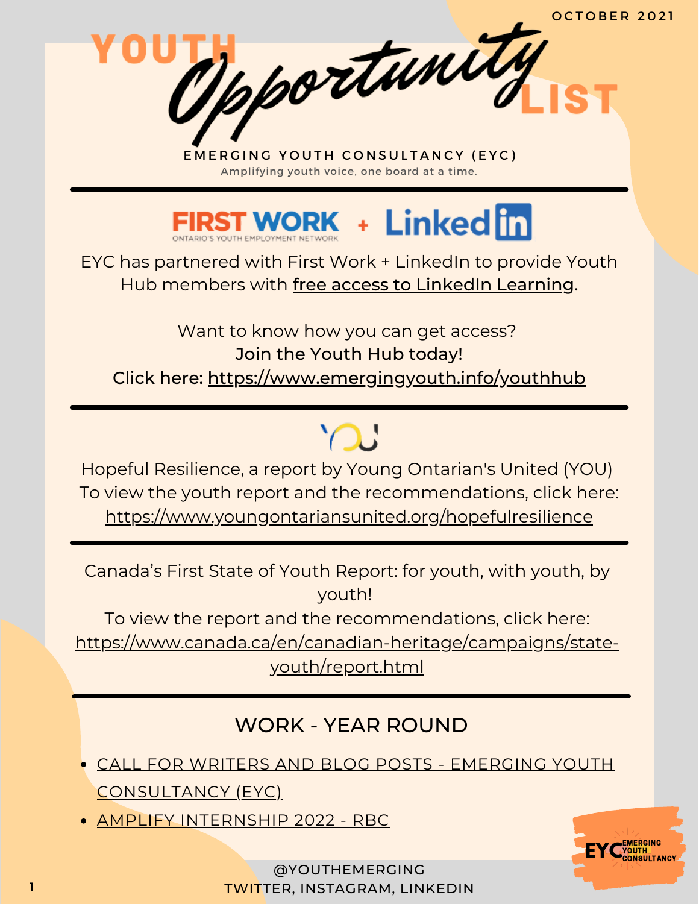OCTOBER 2021

# YOUTH Opportunity LIST

**EMERGING YOUTH CONSULTANCY (EYC)**

Amplifying youth voice, one board at a time.

---

FIRST WORK ONTARIO'S YOUTH EMPLOYMENT NETWORK + LinkedIn

EYC has partnered with First Work + LinkedIn to provide Youth Hub members with free access to LinkedIn Learning.

Want to know how you can get access?
**Join the Youth Hub today!**
Click here: https://www.emergingyouth.info/youthhub

---

YOU

Hopeful Resilience, a report by Young Ontarian's United (YOU)
To view the youth report and the recommendations, click here:
https://www.youngontariansunited.org/hopefulresilience

---

Canada's First State of Youth Report: for youth, with youth, by youth!
To view the report and the recommendations, click here:
https://www.canada.ca/en/canadian-heritage/campaigns/state-youth/report.html

---

## WORK - YEAR ROUND

- CALL FOR WRITERS AND BLOG POSTS - EMERGING YOUTH CONSULTANCY (EYC)
- AMPLIFY INTERNSHIP 2022 - RBC

@YOUTHEMERGING
TWITTER, INSTAGRAM, LINKEDIN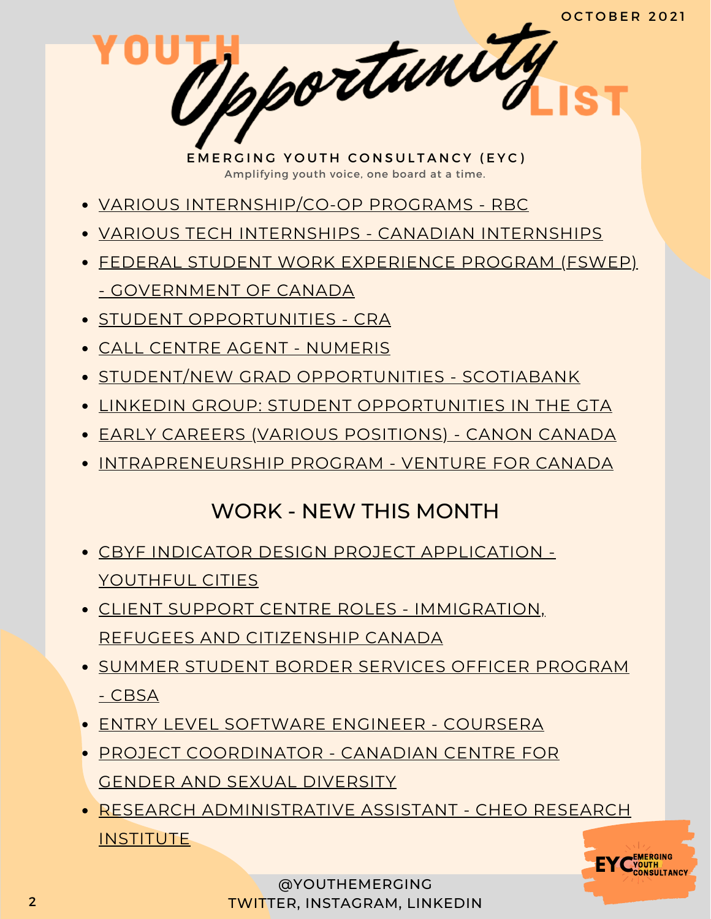OCTOBER 2021

# YOUTH *Opportunity* LIST

**EMERGING YOUTH CONSULTANCY (EYC)**

Amplifying youth voice, one board at a time.

- VARIOUS INTERNSHIP/CO-OP PROGRAMS - RBC
- VARIOUS TECH INTERNSHIPS - CANADIAN INTERNSHIPS
- FEDERAL STUDENT WORK EXPERIENCE PROGRAM (FSWEP) - GOVERNMENT OF CANADA
- STUDENT OPPORTUNITIES - CRA
- CALL CENTRE AGENT - NUMERIS
- STUDENT/NEW GRAD OPPORTUNITIES - SCOTIABANK
- LINKEDIN GROUP: STUDENT OPPORTUNITIES IN THE GTA
- EARLY CAREERS (VARIOUS POSITIONS) - CANON CANADA
- INTRAPRENEURSHIP PROGRAM - VENTURE FOR CANADA

## WORK - NEW THIS MONTH

- CBYF INDICATOR DESIGN PROJECT APPLICATION - YOUTHFUL CITIES
- CLIENT SUPPORT CENTRE ROLES - IMMIGRATION, REFUGEES AND CITIZENSHIP CANADA
- SUMMER STUDENT BORDER SERVICES OFFICER PROGRAM - CBSA
- ENTRY LEVEL SOFTWARE ENGINEER - COURSERA
- PROJECT COORDINATOR - CANADIAN CENTRE FOR GENDER AND SEXUAL DIVERSITY
- RESEARCH ADMINISTRATIVE ASSISTANT - CHEO RESEARCH INSTITUTE

@YOUTHEMERGING
TWITTER, INSTAGRAM, LINKEDIN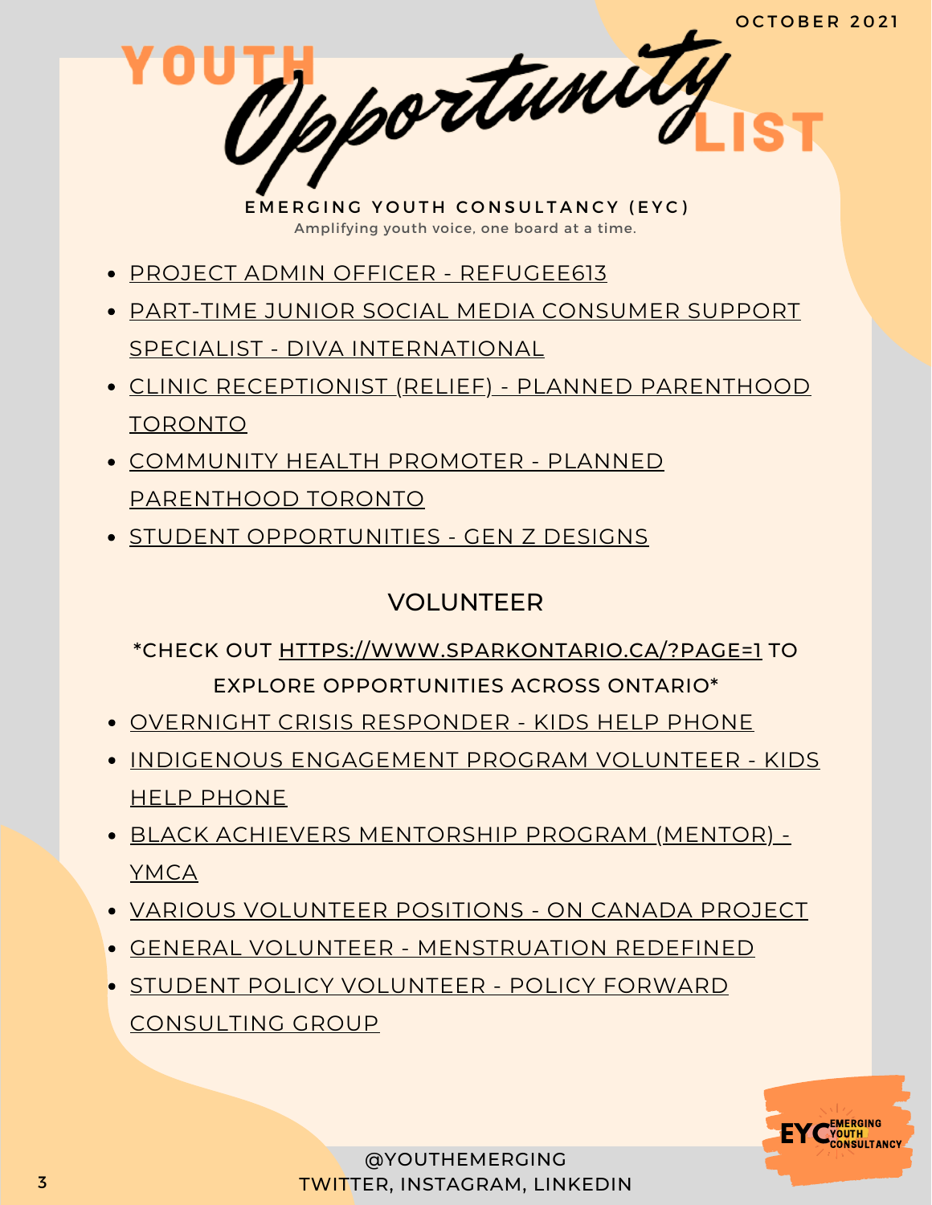OCTOBER 2021

# YOUTH *Opportunity* LIST

**EMERGING YOUTH CONSULTANCY (EYC)**

Amplifying youth voice, one board at a time.

- PROJECT ADMIN OFFICER - REFUGEE613
- PART-TIME JUNIOR SOCIAL MEDIA CONSUMER SUPPORT SPECIALIST - DIVA INTERNATIONAL
- CLINIC RECEPTIONIST (RELIEF) - PLANNED PARENTHOOD TORONTO
- COMMUNITY HEALTH PROMOTER - PLANNED PARENTHOOD TORONTO
- STUDENT OPPORTUNITIES - GEN Z DESIGNS

## VOLUNTEER

*CHECK OUT HTTPS://WWW.SPARKONTARIO.CA/?PAGE=1 TO EXPLORE OPPORTUNITIES ACROSS ONTARIO*

- OVERNIGHT CRISIS RESPONDER - KIDS HELP PHONE
- INDIGENOUS ENGAGEMENT PROGRAM VOLUNTEER - KIDS HELP PHONE
- BLACK ACHIEVERS MENTORSHIP PROGRAM (MENTOR) - YMCA
- VARIOUS VOLUNTEER POSITIONS - ON CANADA PROJECT
- GENERAL VOLUNTEER - MENSTRUATION REDEFINED
- STUDENT POLICY VOLUNTEER - POLICY FORWARD CONSULTING GROUP

EYC EMERGING YOUTH CONSULTANCY

@YOUTHEMERGING
TWITTER, INSTAGRAM, LINKEDIN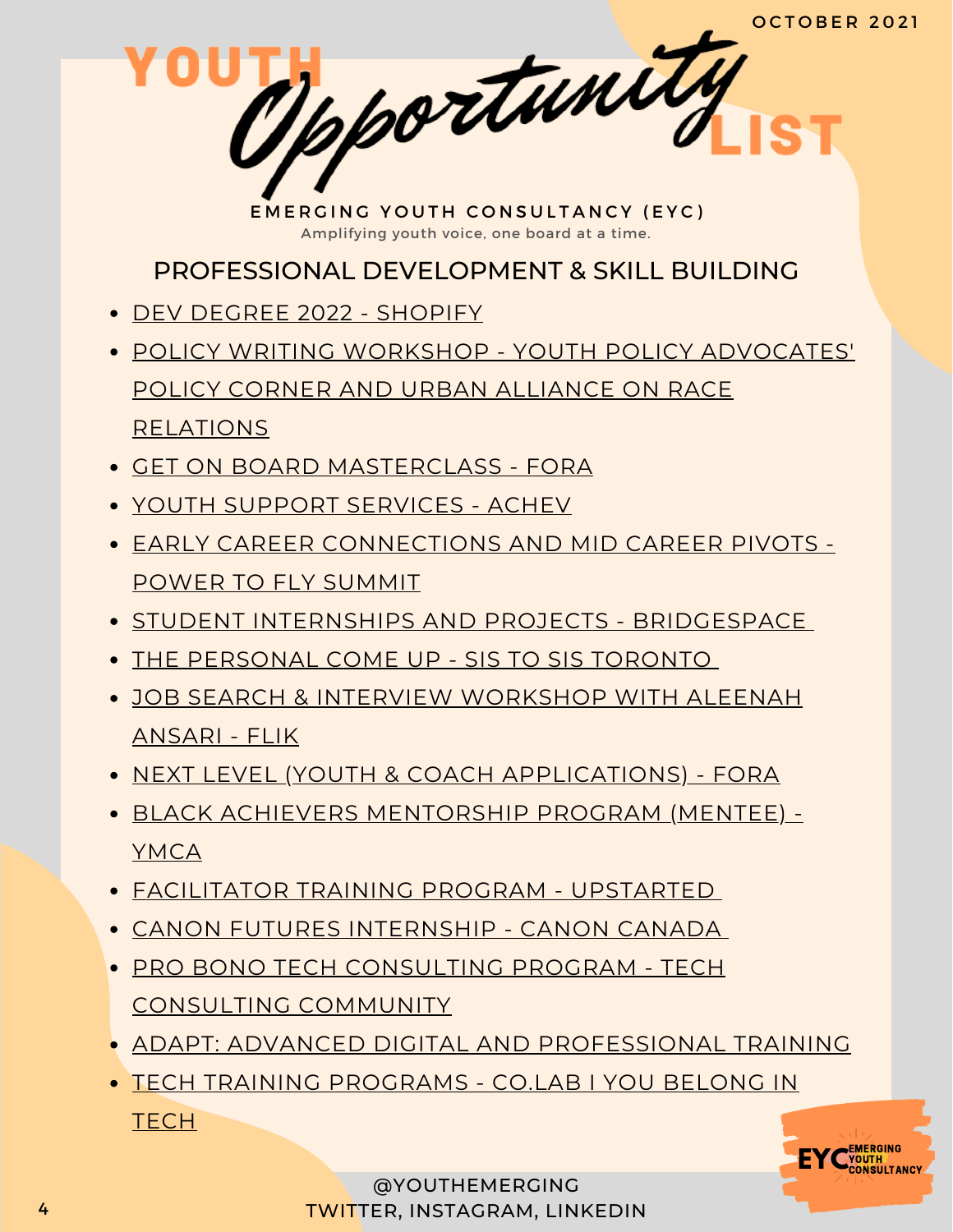OCTOBER 2021

# YOUTH *Opportunity* LIST

**EMERGING YOUTH CONSULTANCY (EYC)**

Amplifying youth voice, one board at a time.

## PROFESSIONAL DEVELOPMENT & SKILL BUILDING

- DEV DEGREE 2022 - SHOPIFY
- POLICY WRITING WORKSHOP - YOUTH POLICY ADVOCATES' POLICY CORNER AND URBAN ALLIANCE ON RACE RELATIONS
- GET ON BOARD MASTERCLASS - FORA
- YOUTH SUPPORT SERVICES - ACHEV
- EARLY CAREER CONNECTIONS AND MID CAREER PIVOTS - POWER TO FLY SUMMIT
- STUDENT INTERNSHIPS AND PROJECTS - BRIDGESPACE
- THE PERSONAL COME UP - SIS TO SIS TORONTO
- JOB SEARCH & INTERVIEW WORKSHOP WITH ALEENAH ANSARI - FLIK
- NEXT LEVEL (YOUTH & COACH APPLICATIONS) - FORA
- BLACK ACHIEVERS MENTORSHIP PROGRAM (MENTEE) - YMCA
- FACILITATOR TRAINING PROGRAM - UPSTARTED
- CANON FUTURES INTERNSHIP - CANON CANADA
- PRO BONO TECH CONSULTING PROGRAM - TECH CONSULTING COMMUNITY
- ADAPT: ADVANCED DIGITAL AND PROFESSIONAL TRAINING
- TECH TRAINING PROGRAMS - CO.LAB I YOU BELONG IN TECH

@YOUTHEMERGING
TWITTER, INSTAGRAM, LINKEDIN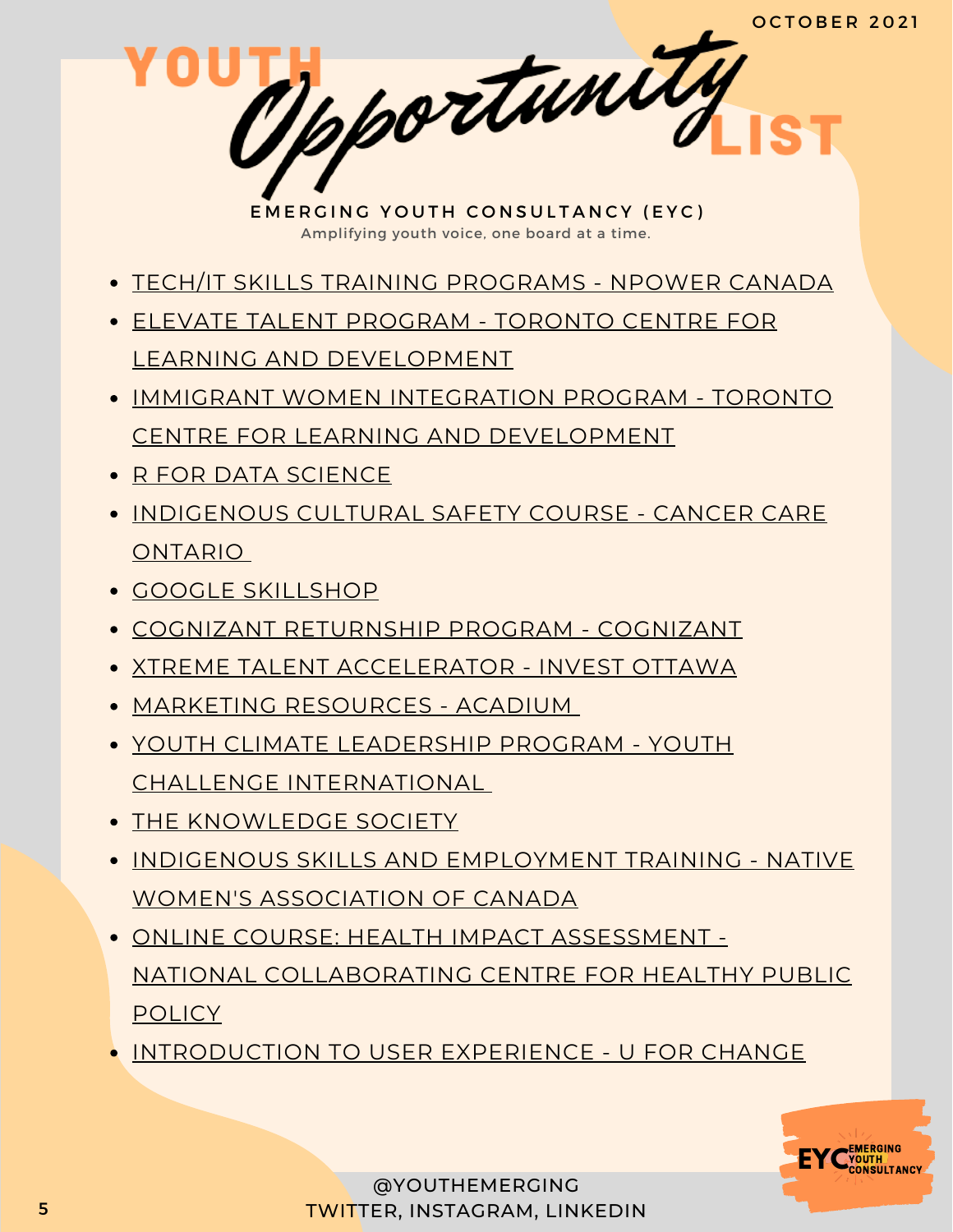OCTOBER 2021

# YOUTH *Opportunity* LIST

**EMERGING YOUTH CONSULTANCY (EYC)**

Amplifying youth voice, one board at a time.

- TECH/IT SKILLS TRAINING PROGRAMS - NPOWER CANADA
- ELEVATE TALENT PROGRAM - TORONTO CENTRE FOR LEARNING AND DEVELOPMENT
- IMMIGRANT WOMEN INTEGRATION PROGRAM - TORONTO CENTRE FOR LEARNING AND DEVELOPMENT
- R FOR DATA SCIENCE
- INDIGENOUS CULTURAL SAFETY COURSE - CANCER CARE ONTARIO
- GOOGLE SKILLSHOP
- COGNIZANT RETURNSHIP PROGRAM - COGNIZANT
- XTREME TALENT ACCELERATOR - INVEST OTTAWA
- MARKETING RESOURCES - ACADIUM
- YOUTH CLIMATE LEADERSHIP PROGRAM - YOUTH CHALLENGE INTERNATIONAL
- THE KNOWLEDGE SOCIETY
- INDIGENOUS SKILLS AND EMPLOYMENT TRAINING - NATIVE WOMEN'S ASSOCIATION OF CANADA
- ONLINE COURSE: HEALTH IMPACT ASSESSMENT - NATIONAL COLLABORATING CENTRE FOR HEALTHY PUBLIC POLICY
- INTRODUCTION TO USER EXPERIENCE - U FOR CHANGE

@YOUTHEMERGING
TWITTER, INSTAGRAM, LINKEDIN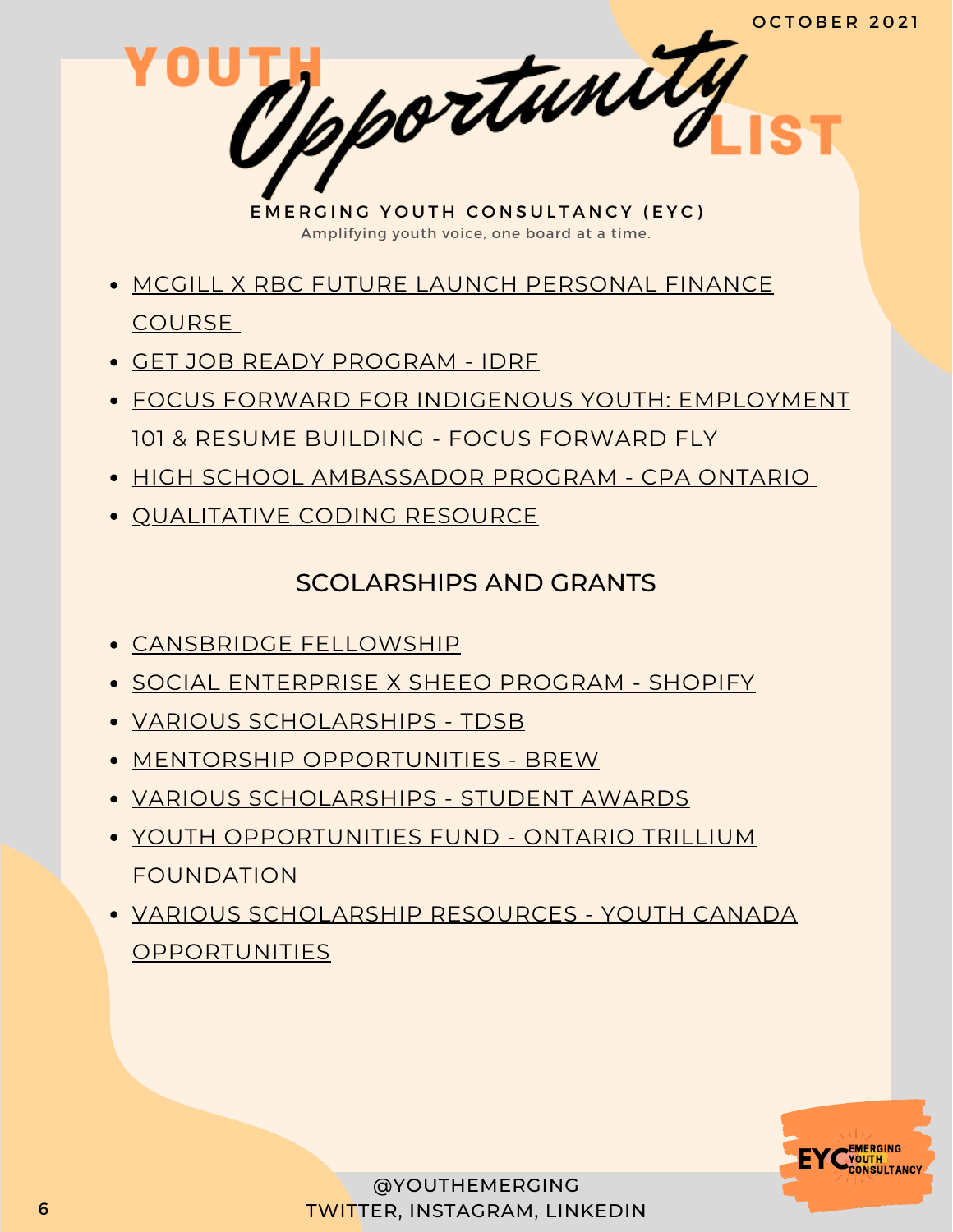# YOUTH *Opportunity* LIST

OCTOBER 2021

**EMERGING YOUTH CONSULTANCY (EYC)**

Amplifying youth voice, one board at a time.

- MCGILL X RBC FUTURE LAUNCH PERSONAL FINANCE COURSE
- GET JOB READY PROGRAM - IDRF
- FOCUS FORWARD FOR INDIGENOUS YOUTH: EMPLOYMENT 101 & RESUME BUILDING - FOCUS FORWARD FLY
- HIGH SCHOOL AMBASSADOR PROGRAM - CPA ONTARIO
- QUALITATIVE CODING RESOURCE

## SCOLARSHIPS AND GRANTS

- CANSBRIDGE FELLOWSHIP
- SOCIAL ENTERPRISE X SHEEO PROGRAM - SHOPIFY
- VARIOUS SCHOLARSHIPS - TDSB
- MENTORSHIP OPPORTUNITIES - BREW
- VARIOUS SCHOLARSHIPS - STUDENT AWARDS
- YOUTH OPPORTUNITIES FUND - ONTARIO TRILLIUM FOUNDATION
- VARIOUS SCHOLARSHIP RESOURCES - YOUTH CANADA OPPORTUNITIES

@YOUTHEMERGING
TWITTER, INSTAGRAM, LINKEDIN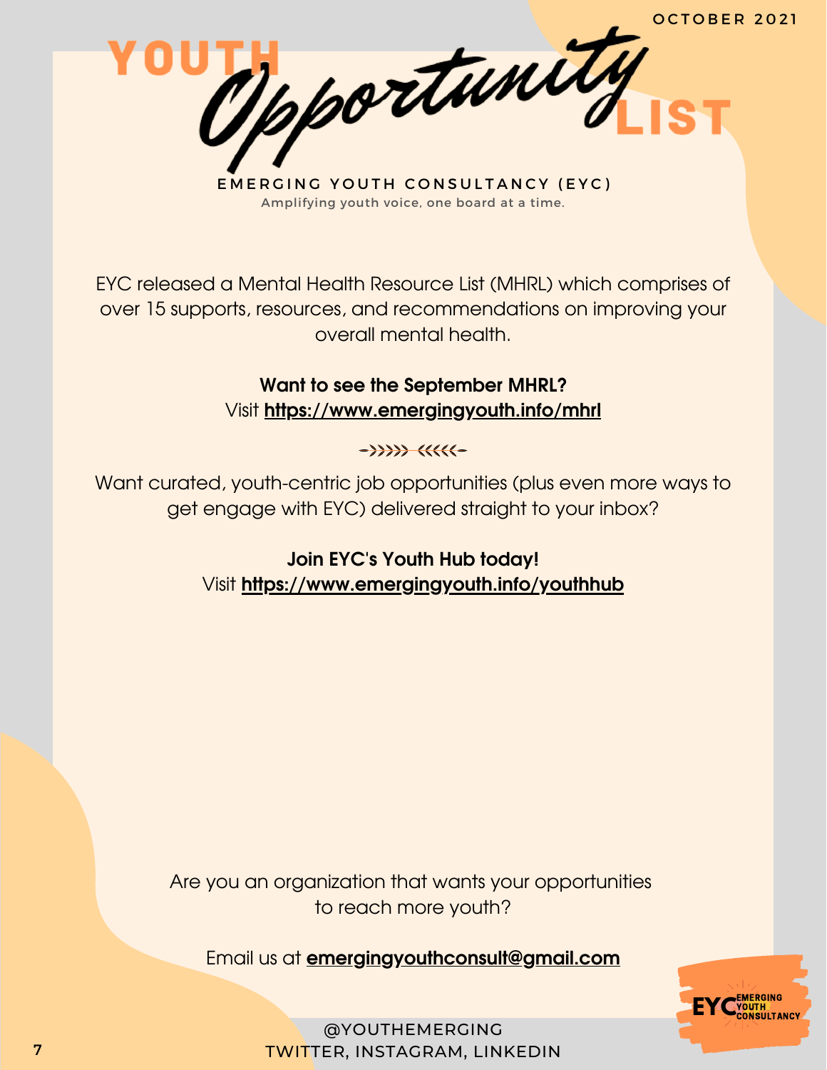OCTOBER 2021

# YOUTH *Opportunity* LIST

EMERGING YOUTH CONSULTANCY (EYC)

Amplifying youth voice, one board at a time.

EYC released a Mental Health Resource List (MHRL) which comprises of over 15 supports, resources, and recommendations on improving your overall mental health.

**Want to see the September MHRL?**
Visit **https://www.emergingyouth.info/mhrl**

Want curated, youth-centric job opportunities (plus even more ways to get engage with EYC) delivered straight to your inbox?

**Join EYC's Youth Hub today!**
Visit **https://www.emergingyouth.info/youthhub**

Are you an organization that wants your opportunities to reach more youth?

Email us at **emergingyouthconsult@gmail.com**

@YOUTHEMERGING
TWITTER, INSTAGRAM, LINKEDIN

EYC EMERGING YOUTH CONSULTANCY